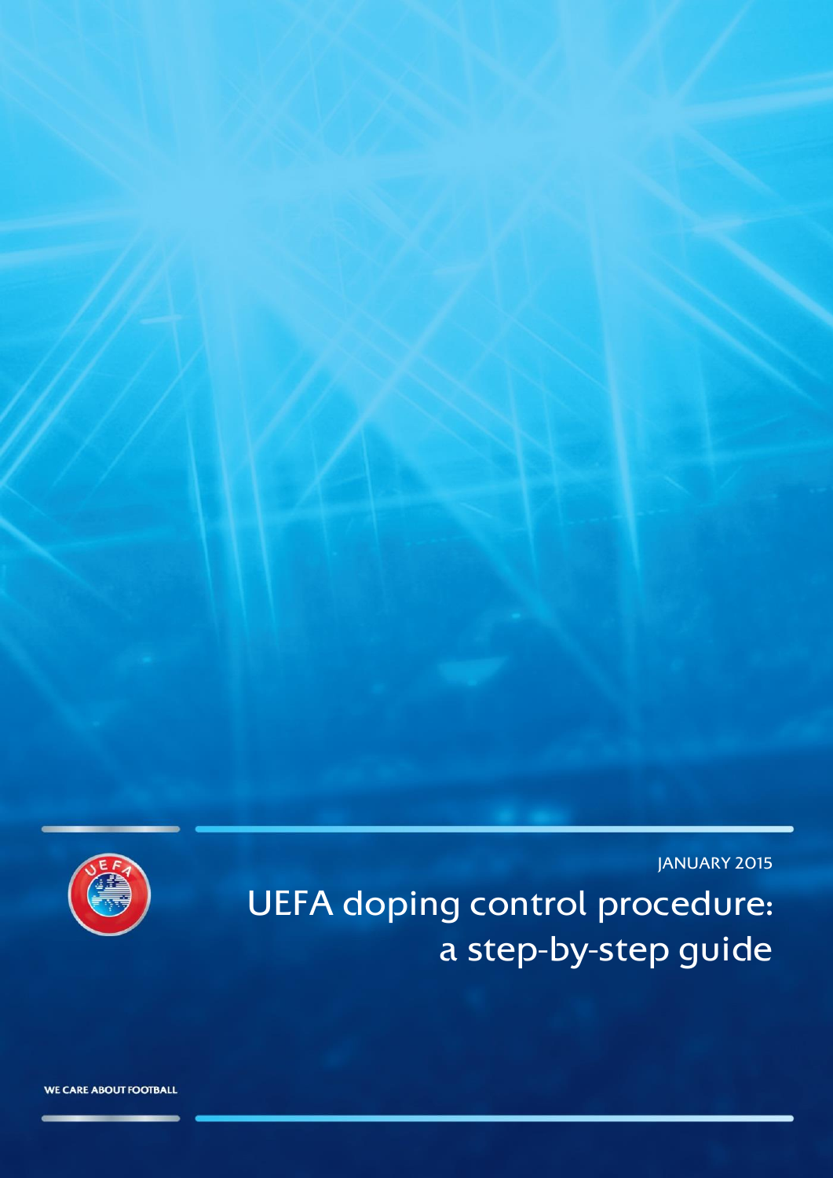JANUARY 2015

# UEFA doping control procedure: a step-by-step guide

WE CARE ABOUT FOOTBALL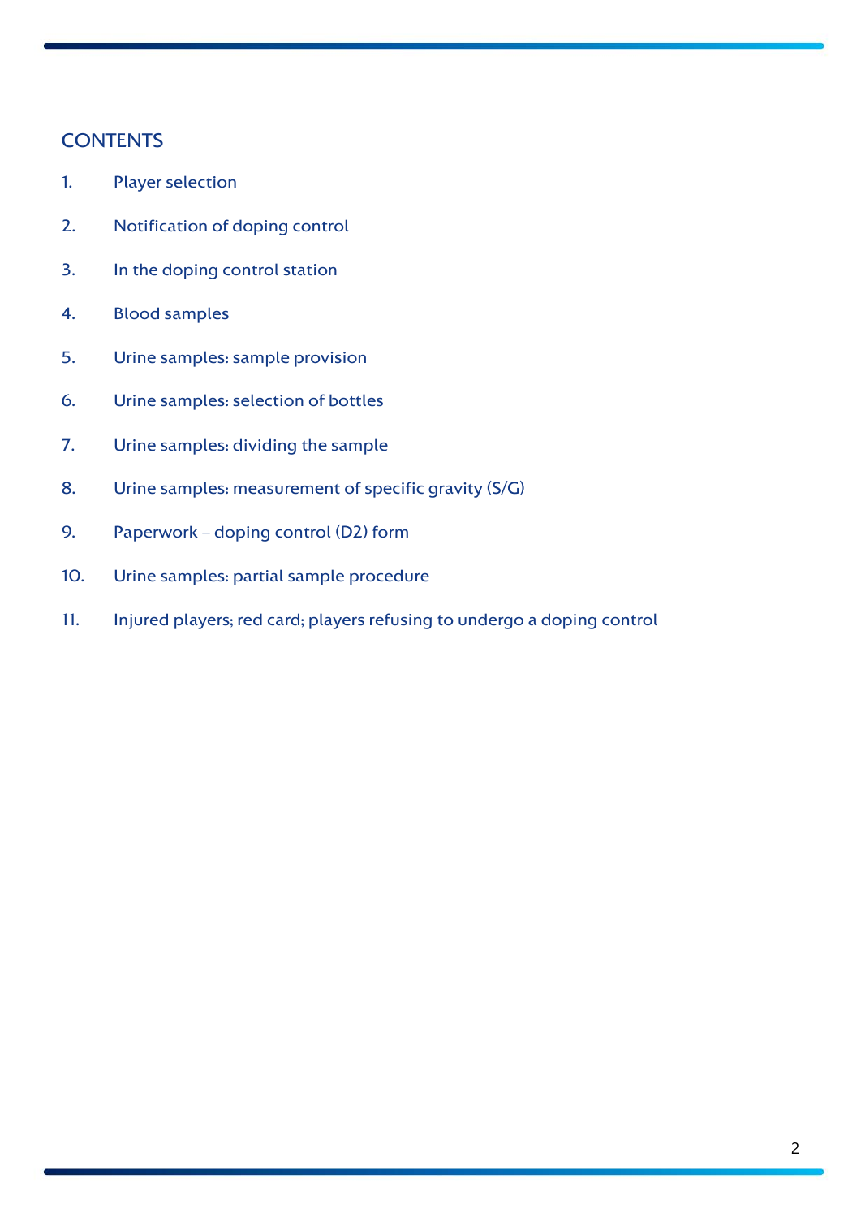## CONTENTS

1. Player selection
2. Notification of doping control
3. In the doping control station
4. Blood samples
5. Urine samples: sample provision
6. Urine samples: selection of bottles
7. Urine samples: dividing the sample
8. Urine samples: measurement of specific gravity (S/G)
9. Paperwork – doping control (D2) form
10. Urine samples: partial sample procedure
11. Injured players; red card; players refusing to undergo a doping control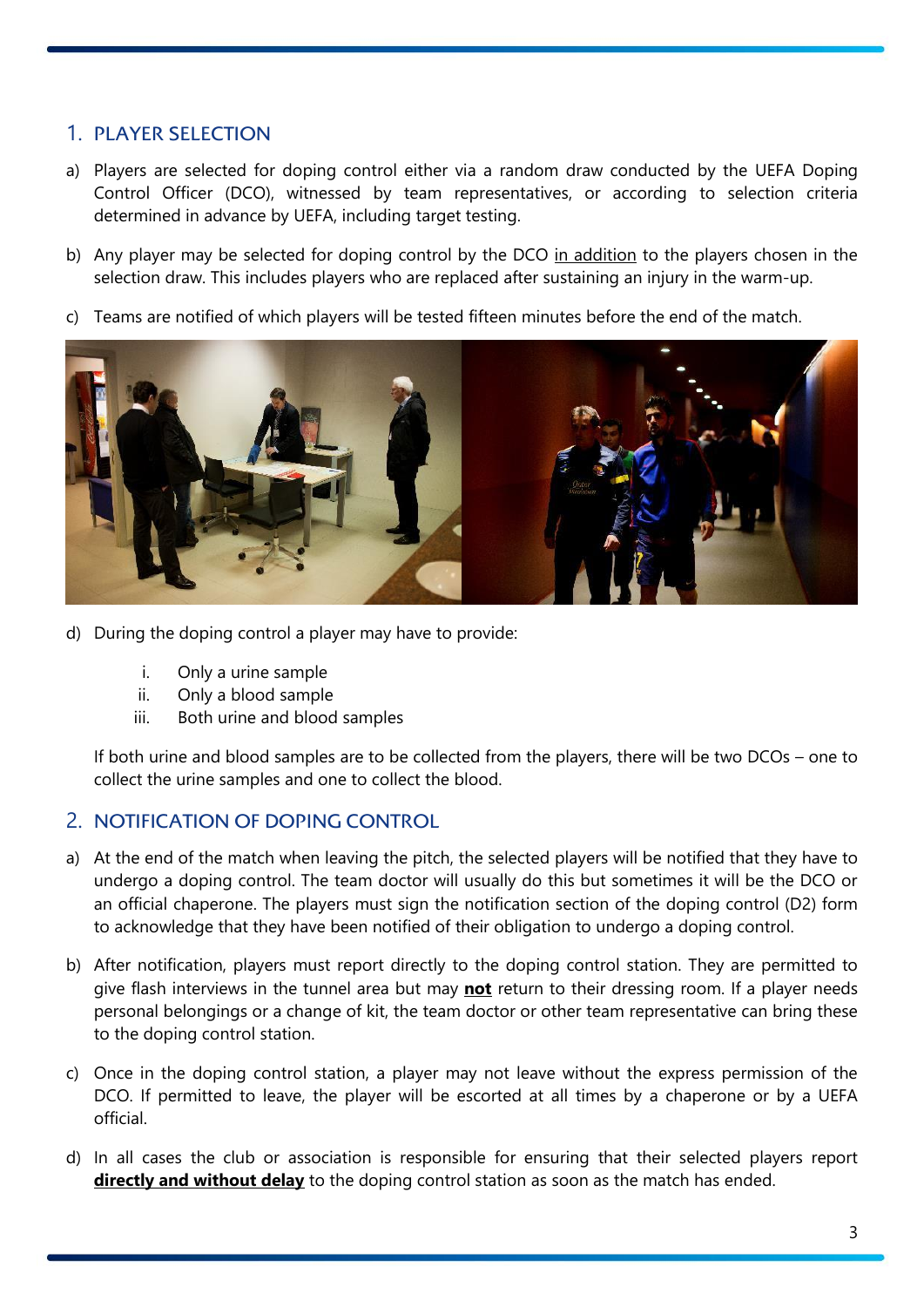## 1. PLAYER SELECTION

a) Players are selected for doping control either via a random draw conducted by the UEFA Doping Control Officer (DCO), witnessed by team representatives, or according to selection criteria determined in advance by UEFA, including target testing.

b) Any player may be selected for doping control by the DCO <u>in addition</u> to the players chosen in the selection draw. This includes players who are replaced after sustaining an injury in the warm-up.

c) Teams are notified of which players will be tested fifteen minutes before the end of the match.

d) During the doping control a player may have to provide:

   i. Only a urine sample
   ii. Only a blood sample
   iii. Both urine and blood samples

   If both urine and blood samples are to be collected from the players, there will be two DCOs – one to collect the urine samples and one to collect the blood.

## 2. NOTIFICATION OF DOPING CONTROL

a) At the end of the match when leaving the pitch, the selected players will be notified that they have to undergo a doping control. The team doctor will usually do this but sometimes it will be the DCO or an official chaperone. The players must sign the notification section of the doping control (D2) form to acknowledge that they have been notified of their obligation to undergo a doping control.

b) After notification, players must report directly to the doping control station. They are permitted to give flash interviews in the tunnel area but may **<u>not</u>** return to their dressing room. If a player needs personal belongings or a change of kit, the team doctor or other team representative can bring these to the doping control station.

c) Once in the doping control station, a player may not leave without the express permission of the DCO. If permitted to leave, the player will be escorted at all times by a chaperone or by a UEFA official.

d) In all cases the club or association is responsible for ensuring that their selected players report **<u>directly and without delay</u>** to the doping control station as soon as the match has ended.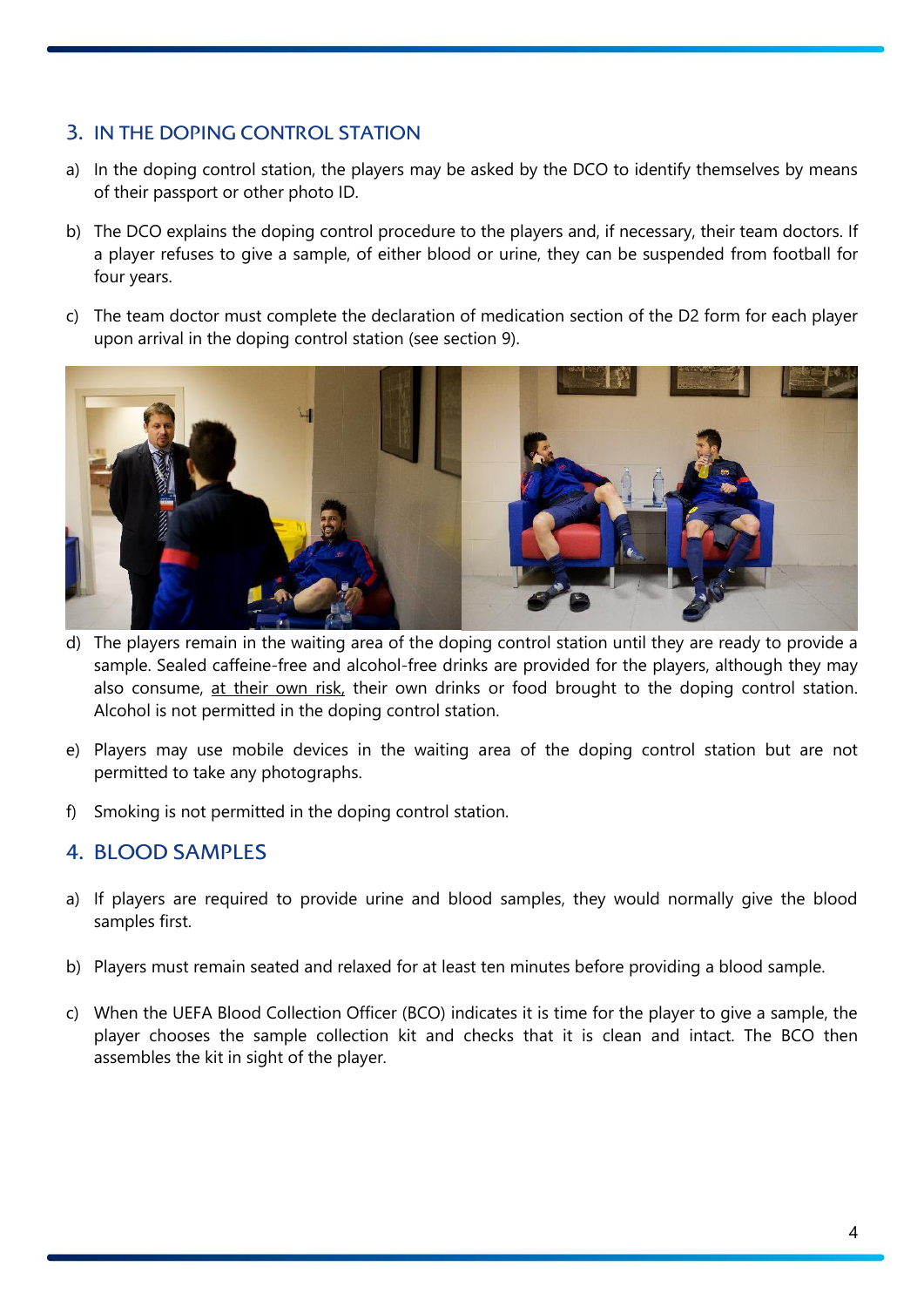## 3. IN THE DOPING CONTROL STATION

a) In the doping control station, the players may be asked by the DCO to identify themselves by means of their passport or other photo ID.

b) The DCO explains the doping control procedure to the players and, if necessary, their team doctors. If a player refuses to give a sample, of either blood or urine, they can be suspended from football for four years.

c) The team doctor must complete the declaration of medication section of the D2 form for each player upon arrival in the doping control station (see section 9).

d) The players remain in the waiting area of the doping control station until they are ready to provide a sample. Sealed caffeine-free and alcohol-free drinks are provided for the players, although they may also consume, <u>at their own risk,</u> their own drinks or food brought to the doping control station. Alcohol is not permitted in the doping control station.

e) Players may use mobile devices in the waiting area of the doping control station but are not permitted to take any photographs.

f) Smoking is not permitted in the doping control station.

## 4. BLOOD SAMPLES

a) If players are required to provide urine and blood samples, they would normally give the blood samples first.

b) Players must remain seated and relaxed for at least ten minutes before providing a blood sample.

c) When the UEFA Blood Collection Officer (BCO) indicates it is time for the player to give a sample, the player chooses the sample collection kit and checks that it is clean and intact. The BCO then assembles the kit in sight of the player.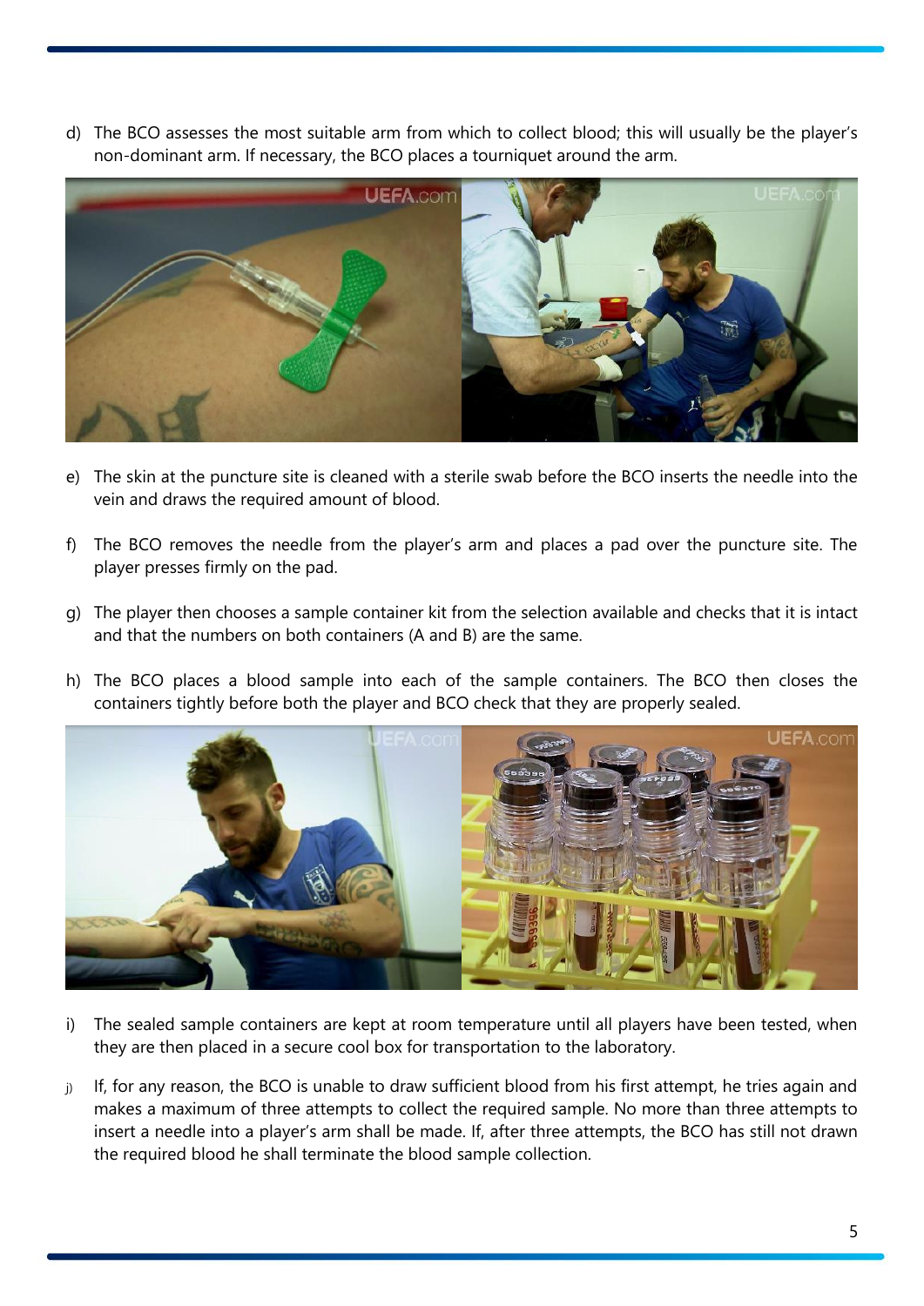d) The BCO assesses the most suitable arm from which to collect blood; this will usually be the player's non-dominant arm. If necessary, the BCO places a tourniquet around the arm.

e) The skin at the puncture site is cleaned with a sterile swab before the BCO inserts the needle into the vein and draws the required amount of blood.

f) The BCO removes the needle from the player's arm and places a pad over the puncture site. The player presses firmly on the pad.

g) The player then chooses a sample container kit from the selection available and checks that it is intact and that the numbers on both containers (A and B) are the same.

h) The BCO places a blood sample into each of the sample containers. The BCO then closes the containers tightly before both the player and BCO check that they are properly sealed.

i) The sealed sample containers are kept at room temperature until all players have been tested, when they are then placed in a secure cool box for transportation to the laboratory.

j) If, for any reason, the BCO is unable to draw sufficient blood from his first attempt, he tries again and makes a maximum of three attempts to collect the required sample. No more than three attempts to insert a needle into a player's arm shall be made. If, after three attempts, the BCO has still not drawn the required blood he shall terminate the blood sample collection.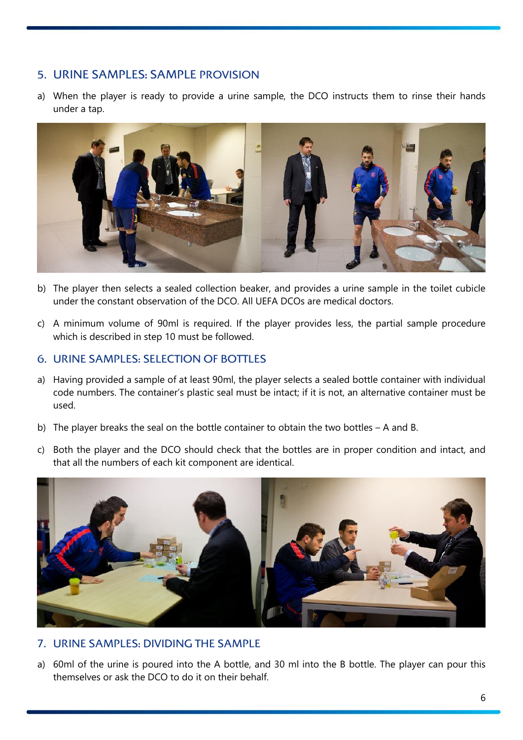## 5. URINE SAMPLES: SAMPLE PROVISION

a) When the player is ready to provide a urine sample, the DCO instructs them to rinse their hands under a tap.

b) The player then selects a sealed collection beaker, and provides a urine sample in the toilet cubicle under the constant observation of the DCO. All UEFA DCOs are medical doctors.

c) A minimum volume of 90ml is required. If the player provides less, the partial sample procedure which is described in step 10 must be followed.

## 6. URINE SAMPLES: SELECTION OF BOTTLES

a) Having provided a sample of at least 90ml, the player selects a sealed bottle container with individual code numbers. The container's plastic seal must be intact; if it is not, an alternative container must be used.

b) The player breaks the seal on the bottle container to obtain the two bottles – A and B.

c) Both the player and the DCO should check that the bottles are in proper condition and intact, and that all the numbers of each kit component are identical.

## 7. URINE SAMPLES: DIVIDING THE SAMPLE

a) 60ml of the urine is poured into the A bottle, and 30 ml into the B bottle. The player can pour this themselves or ask the DCO to do it on their behalf.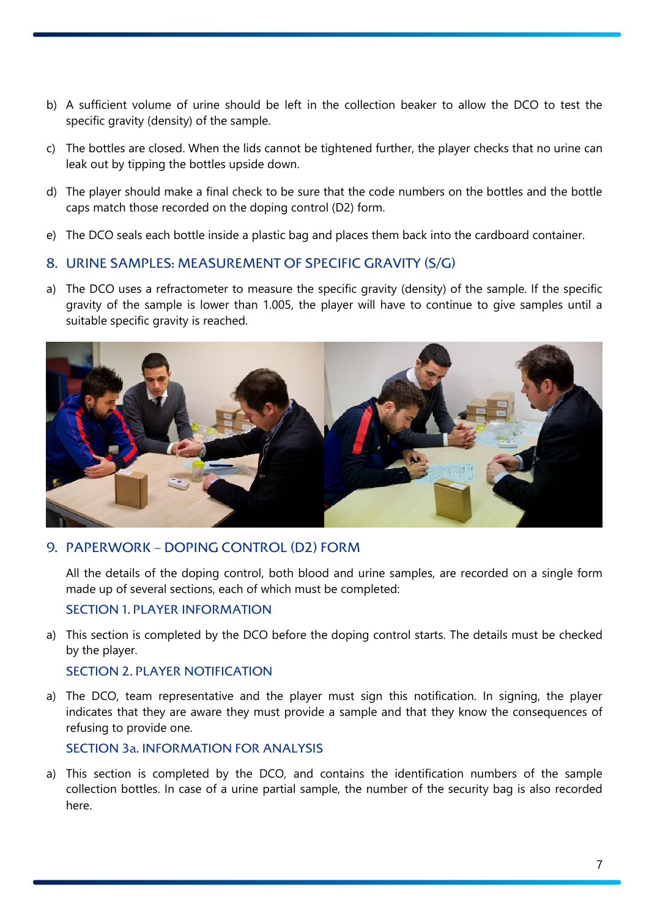b) A sufficient volume of urine should be left in the collection beaker to allow the DCO to test the specific gravity (density) of the sample.

c) The bottles are closed. When the lids cannot be tightened further, the player checks that no urine can leak out by tipping the bottles upside down.

d) The player should make a final check to be sure that the code numbers on the bottles and the bottle caps match those recorded on the doping control (D2) form.

e) The DCO seals each bottle inside a plastic bag and places them back into the cardboard container.

## 8. URINE SAMPLES: MEASUREMENT OF SPECIFIC GRAVITY (S/G)

a) The DCO uses a refractometer to measure the specific gravity (density) of the sample. If the specific gravity of the sample is lower than 1.005, the player will have to continue to give samples until a suitable specific gravity is reached.

## 9. PAPERWORK – DOPING CONTROL (D2) FORM

All the details of the doping control, both blood and urine samples, are recorded on a single form made up of several sections, each of which must be completed:

### SECTION 1. PLAYER INFORMATION

a) This section is completed by the DCO before the doping control starts. The details must be checked by the player.

### SECTION 2. PLAYER NOTIFICATION

a) The DCO, team representative and the player must sign this notification. In signing, the player indicates that they are aware they must provide a sample and that they know the consequences of refusing to provide one.

### SECTION 3a. INFORMATION FOR ANALYSIS

a) This section is completed by the DCO, and contains the identification numbers of the sample collection bottles. In case of a urine partial sample, the number of the security bag is also recorded here.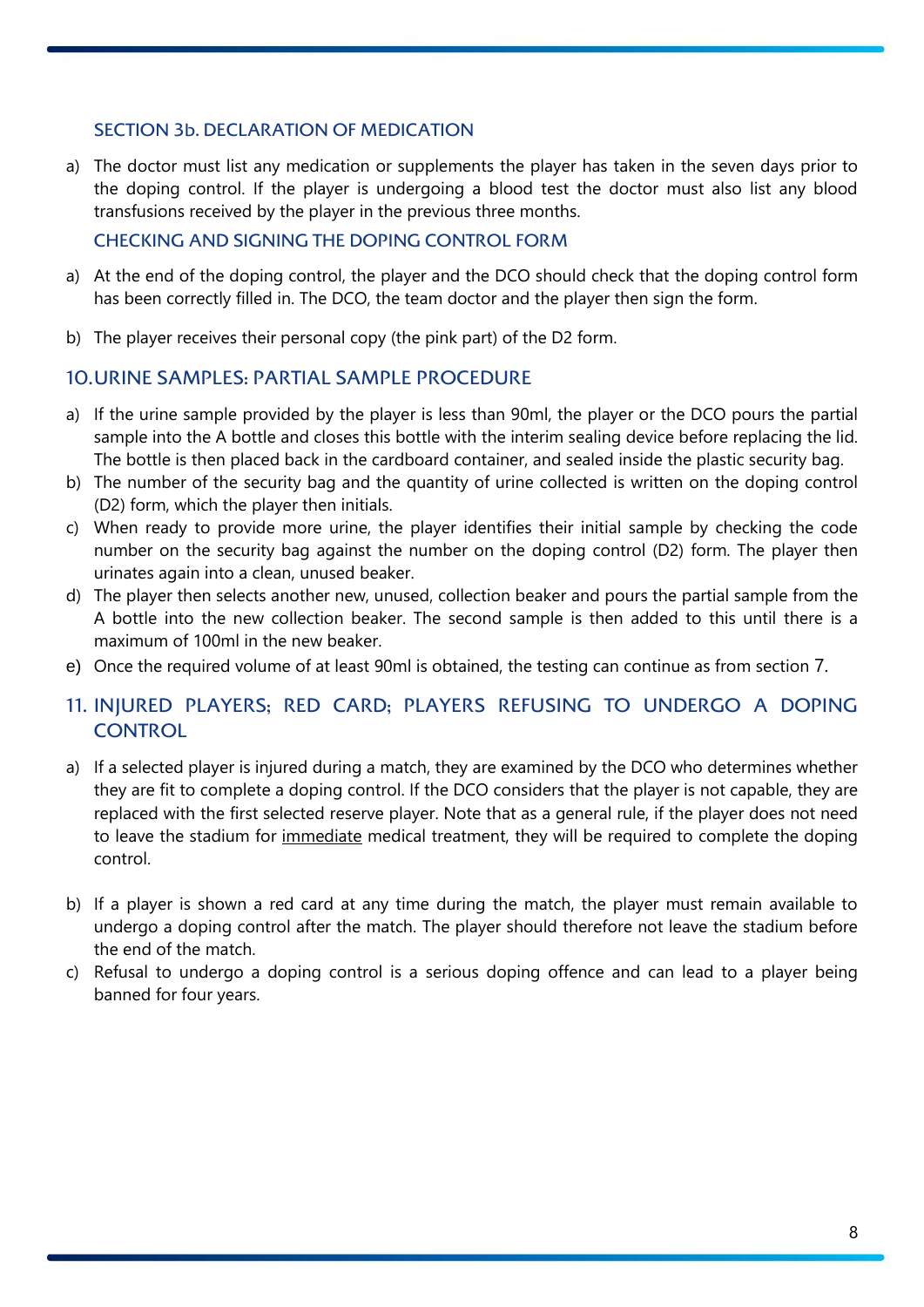### SECTION 3b. DECLARATION OF MEDICATION

a) The doctor must list any medication or supplements the player has taken in the seven days prior to the doping control. If the player is undergoing a blood test the doctor must also list any blood transfusions received by the player in the previous three months.

### CHECKING AND SIGNING THE DOPING CONTROL FORM

a) At the end of the doping control, the player and the DCO should check that the doping control form has been correctly filled in. The DCO, the team doctor and the player then sign the form.

b) The player receives their personal copy (the pink part) of the D2 form.

## 10. URINE SAMPLES: PARTIAL SAMPLE PROCEDURE

a) If the urine sample provided by the player is less than 90ml, the player or the DCO pours the partial sample into the A bottle and closes this bottle with the interim sealing device before replacing the lid. The bottle is then placed back in the cardboard container, and sealed inside the plastic security bag.
b) The number of the security bag and the quantity of urine collected is written on the doping control (D2) form, which the player then initials.
c) When ready to provide more urine, the player identifies their initial sample by checking the code number on the security bag against the number on the doping control (D2) form. The player then urinates again into a clean, unused beaker.
d) The player then selects another new, unused, collection beaker and pours the partial sample from the A bottle into the new collection beaker. The second sample is then added to this until there is a maximum of 100ml in the new beaker.
e) Once the required volume of at least 90ml is obtained, the testing can continue as from section 7.

## 11. INJURED PLAYERS; RED CARD; PLAYERS REFUSING TO UNDERGO A DOPING CONTROL

a) If a selected player is injured during a match, they are examined by the DCO who determines whether they are fit to complete a doping control. If the DCO considers that the player is not capable, they are replaced with the first selected reserve player. Note that as a general rule, if the player does not need to leave the stadium for immediate medical treatment, they will be required to complete the doping control.

b) If a player is shown a red card at any time during the match, the player must remain available to undergo a doping control after the match. The player should therefore not leave the stadium before the end of the match.
c) Refusal to undergo a doping control is a serious doping offence and can lead to a player being banned for four years.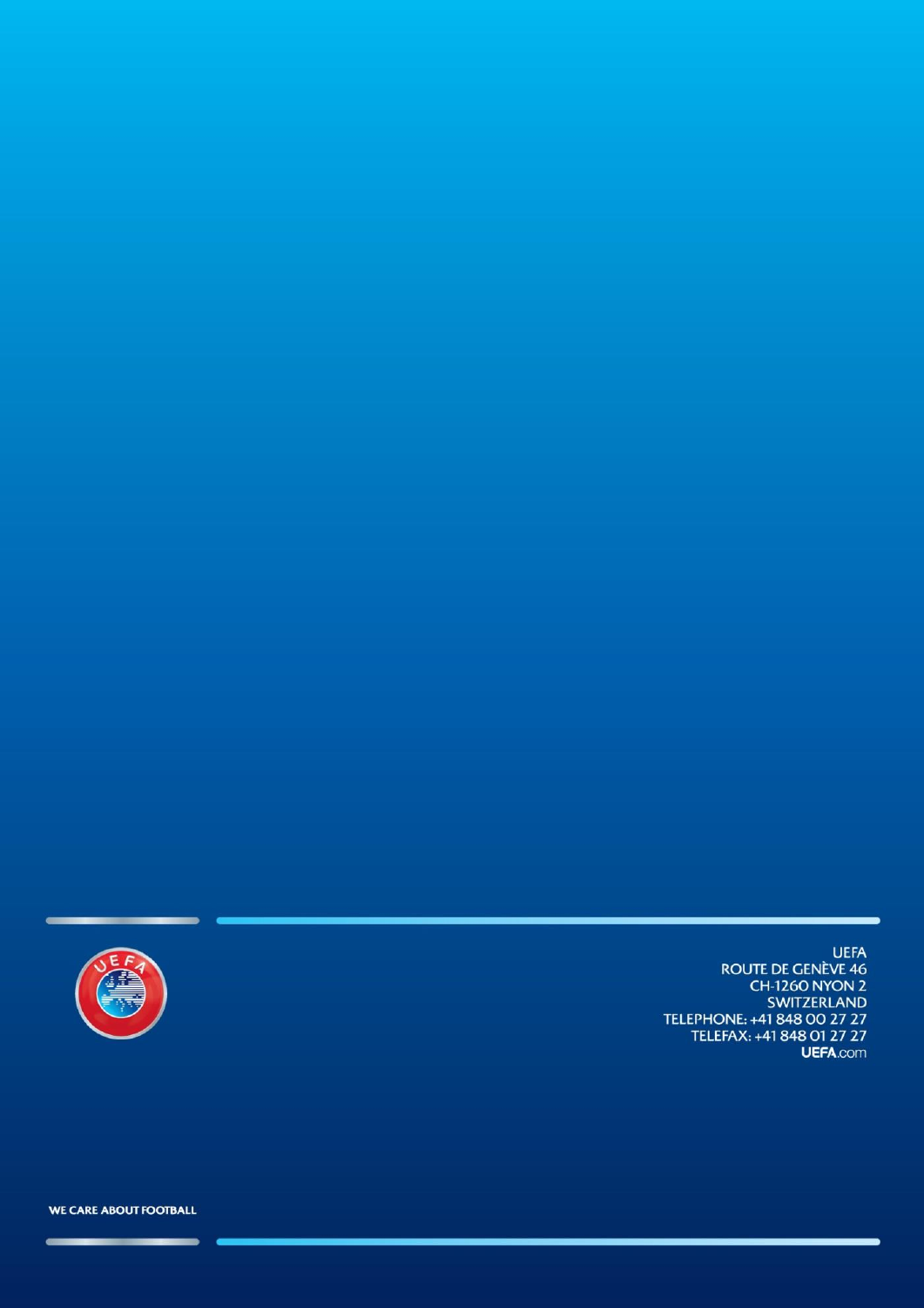UEFA
ROUTE DE GENÈVE 46
CH-1260 NYON 2
SWITZERLAND
TELEPHONE: +41 848 00 27 27
TELEFAX: +41 848 01 27 27
UEFA.com

WE CARE ABOUT FOOTBALL